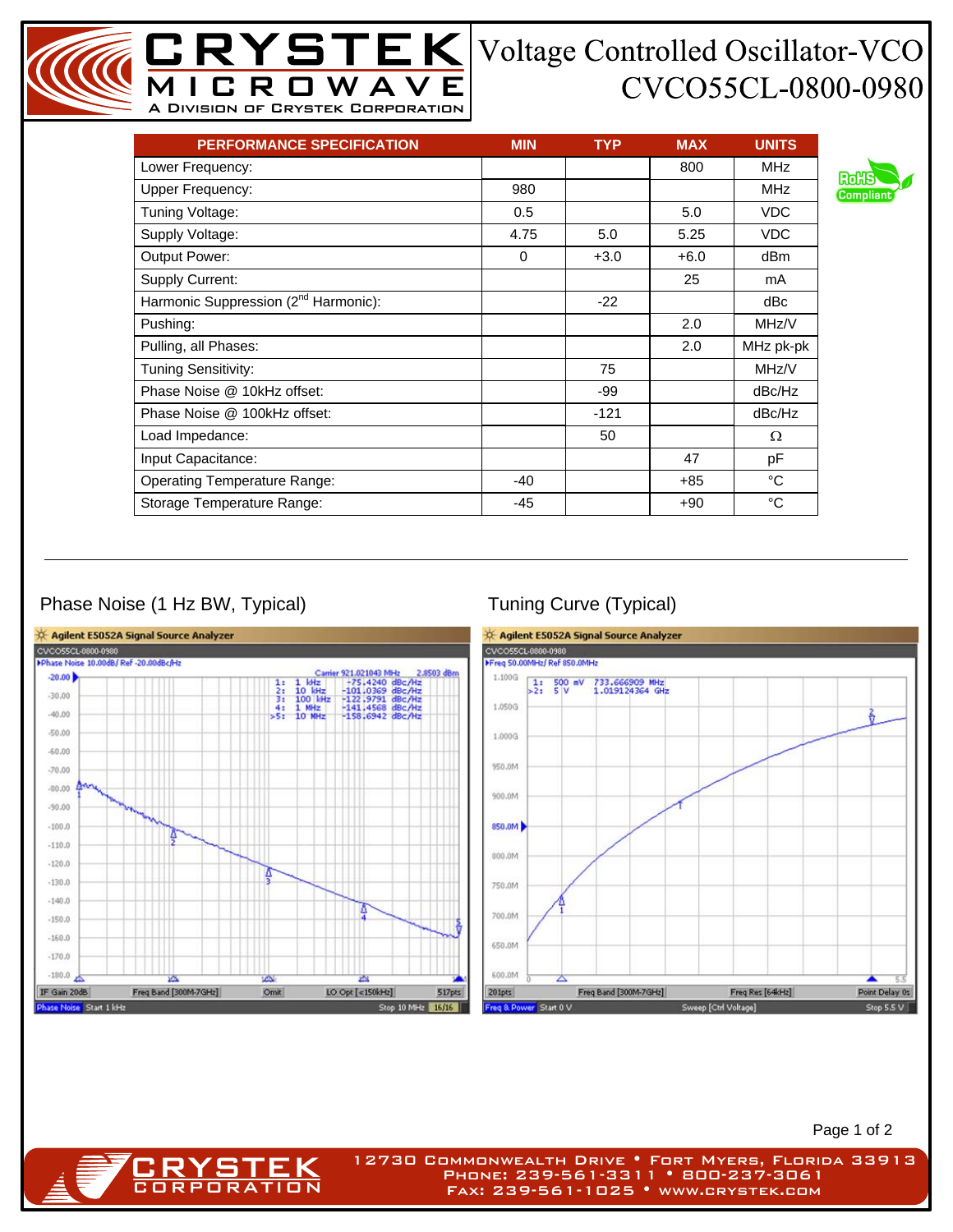# Voltage Controlled Oscillator-VCO
# CVCO55CL-0800-0980

| PERFORMANCE SPECIFICATION | MIN | TYP | MAX | UNITS |
|---|---|---|---|---|
| Lower Frequency: | | | 800 | MHz |
| Upper Frequency: | 980 | | | MHz |
| Tuning Voltage: | 0.5 | | 5.0 | VDC |
| Supply Voltage: | 4.75 | 5.0 | 5.25 | VDC |
| Output Power: | 0 | +3.0 | +6.0 | dBm |
| Supply Current: | | | 25 | mA |
| Harmonic Suppression (2nd Harmonic): | | -22 | | dBc |
| Pushing: | | | 2.0 | MHz/V |
| Pulling, all Phases: | | | 2.0 | MHz pk-pk |
| Tuning Sensitivity: | | 75 | | MHz/V |
| Phase Noise @ 10kHz offset: | | -99 | | dBc/Hz |
| Phase Noise @ 100kHz offset: | | -121 | | dBc/Hz |
| Load Impedance: | | 50 | | Ω |
| Input Capacitance: | | | 47 | pF |
| Operating Temperature Range: | -40 | | +85 | °C |
| Storage Temperature Range: | -45 | | +90 | °C |

RoHS Compliant

## Phase Noise (1 Hz BW, Typical)

## Tuning Curve (Typical)

12730 Commonwealth Drive • Fort Myers, Florida 33913
Phone: 239-561-3311 • 800-237-3061
Fax: 239-561-1025 • www.crystek.com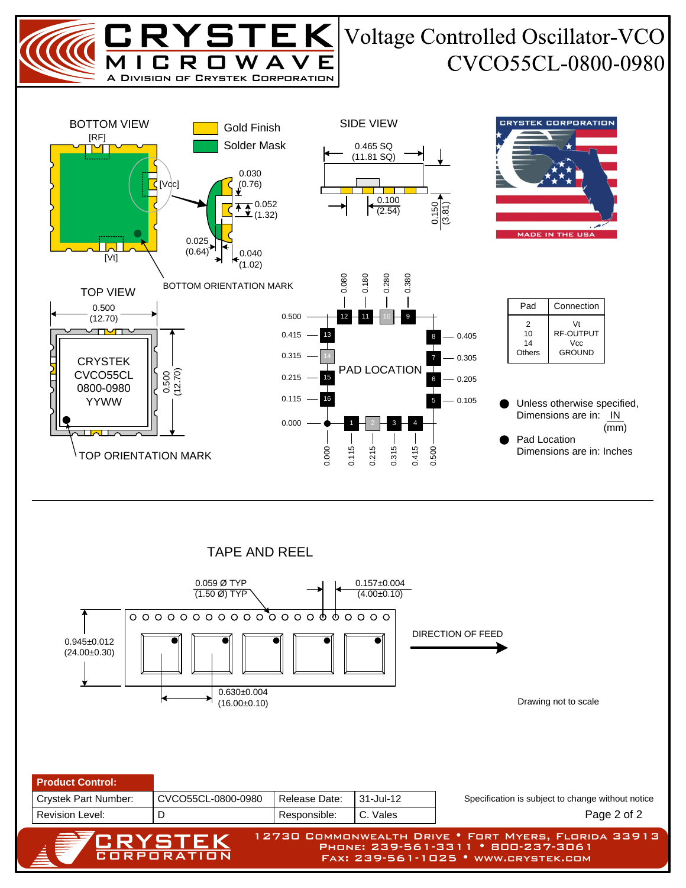# CRYSTEK MICROWAVE

A Division of Crystek Corporation

# Voltage Controlled Oscillator-VCO CVCO55CL-0800-0980

BOTTOM VIEW

[RF]

[Vcc]

[Vt]

Gold Finish

Solder Mask

0.030 (0.76)

0.052 (1.32)

0.025 (0.64)

0.040 (1.02)

BOTTOM ORIENTATION MARK

SIDE VIEW

0.465 SQ (11.81 SQ)

0.100 (2.54)

0.150 (3.81)

CRYSTEK CORPORATION

MADE IN THE USA

TOP VIEW

0.500 (12.70)

CRYSTEK
CVCO55CL
0800-0980
YYWW

0.500 (12.70)

TOP ORIENTATION MARK

PAD LOCATION

0.080 0.180 0.280 0.380

0.500 0.415 0.315 0.215 0.115 0.000

0.405 0.305 0.205 0.105

0.000 0.115 0.215 0.315 0.415 0.500

| Pad | Connection |
|---|---|
| 2 | Vt |
| 10 | RF-OUTPUT |
| 14 | Vcc |
| Others | GROUND |

- Unless otherwise specified, Dimensions are in: IN (mm)
- Pad Location Dimensions are in: Inches

## TAPE AND REEL

0.059 Ø TYP (1.50 Ø) TYP

0.157±0.004 (4.00±0.10)

0.945±0.012 (24.00±0.30)

0.630±0.004 (16.00±0.10)

DIRECTION OF FEED

Drawing not to scale

| Product Control: | | | |
|---|---|---|---|
| Crystek Part Number: | CVCO55CL-0800-0980 | Release Date: | 31-Jul-12 |
| Revision Level: | D | Responsible: | C. Vales |

Specification is subject to change without notice

CRYSTEK CORPORATION

12730 Commonwealth Drive • Fort Myers, Florida 33913
Phone: 239-561-3311 • 800-237-3061
Fax: 239-561-1025 • www.crystek.com